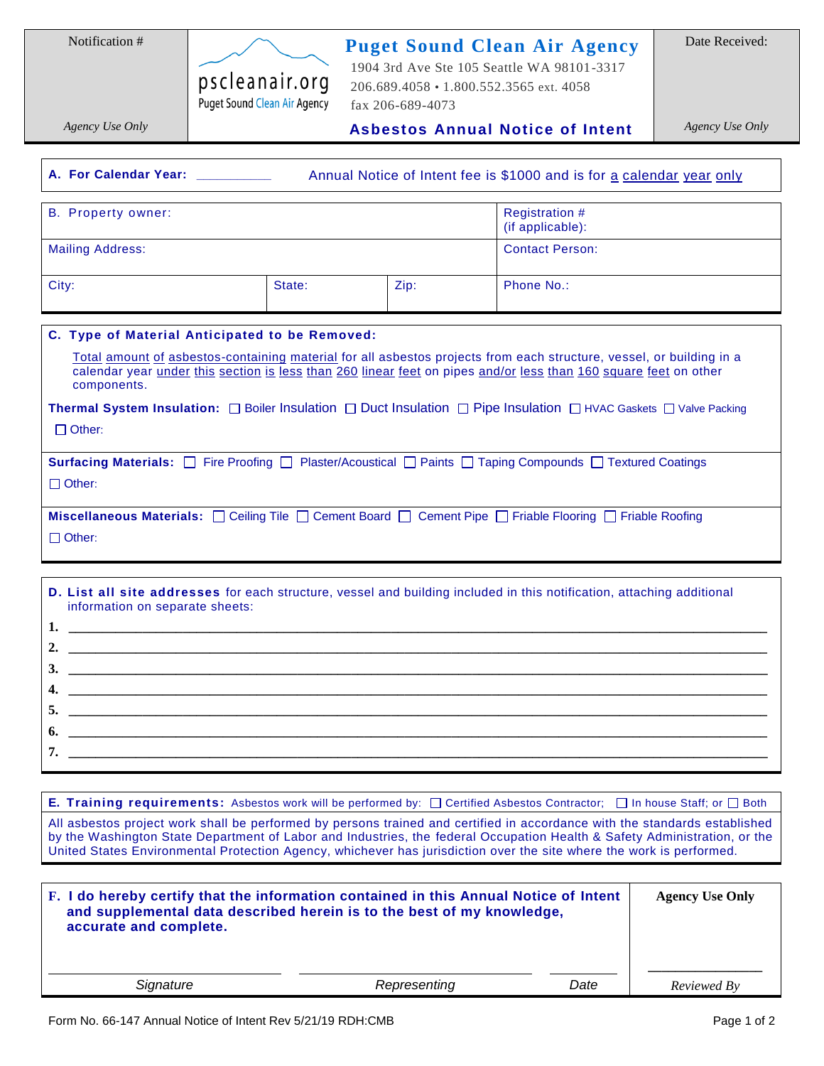| Notification # | pscleanair.org Puget Sound Clean Air Agency | **Puget Sound Clean Air Agency** 1904 3rd Ave Ste 105 Seattle WA 98101-3317 206.689.4058 • 1.800.552.3565 ext. 4058 fax 206-689-4073 | Date Received: |
|---|---|---|---|
| *Agency Use Only* | | **Asbestos Annual Notice of Intent** | *Agency Use Only* |

**A. For Calendar Year:** __________ Annual Notice of Intent fee is $1000 and is for a calendar year only

| B. Property owner: | | | Registration # (if applicable): |
|---|---|---|---|
| Mailing Address: | | | Contact Person: |
| City: | State: | Zip: | Phone No.: |

**C. Type of Material Anticipated to be Removed:**

Total amount of asbestos-containing material for all asbestos projects from each structure, vessel, or building in a calendar year under this section is less than 260 linear feet on pipes and/or less than 160 square feet on other components.

**Thermal System Insulation:** ☐ Boiler Insulation ☐ Duct Insulation ☐ Pipe Insulation ☐ HVAC Gaskets ☐ Valve Packing

☐ Other:

**Surfacing Materials:** ☐ Fire Proofing ☐ Plaster/Acoustical ☐ Paints ☐ Taping Compounds ☐ Textured Coatings

☐ Other:

**Miscellaneous Materials:** ☐ Ceiling Tile ☐ Cement Board ☐ Cement Pipe ☐ Friable Flooring ☐ Friable Roofing

☐ Other:

**D. List all site addresses** for each structure, vessel and building included in this notification, attaching additional information on separate sheets:

1. ______________________________
2. ______________________________
3. ______________________________
4. ______________________________
5. ______________________________
6. ______________________________
7. ______________________________

**E. Training requirements:** Asbestos work will be performed by: ☐ Certified Asbestos Contractor; ☐ In house Staff; or ☐ Both

All asbestos project work shall be performed by persons trained and certified in accordance with the standards established by the Washington State Department of Labor and Industries, the federal Occupation Health & Safety Administration, or the United States Environmental Protection Agency, whichever has jurisdiction over the site where the work is performed.

**F. I do hereby certify that the information contained in this Annual Notice of Intent and supplemental data described herein is to the best of my knowledge, accurate and complete.**

| | | | **Agency Use Only** |
|---|---|---|---|
| ____________ | ____________ | ______ | ____________ |
| *Signature* | *Representing* | *Date* | *Reviewed By* |

Form No. 66-147 Annual Notice of Intent Rev 5/21/19 RDH:CMB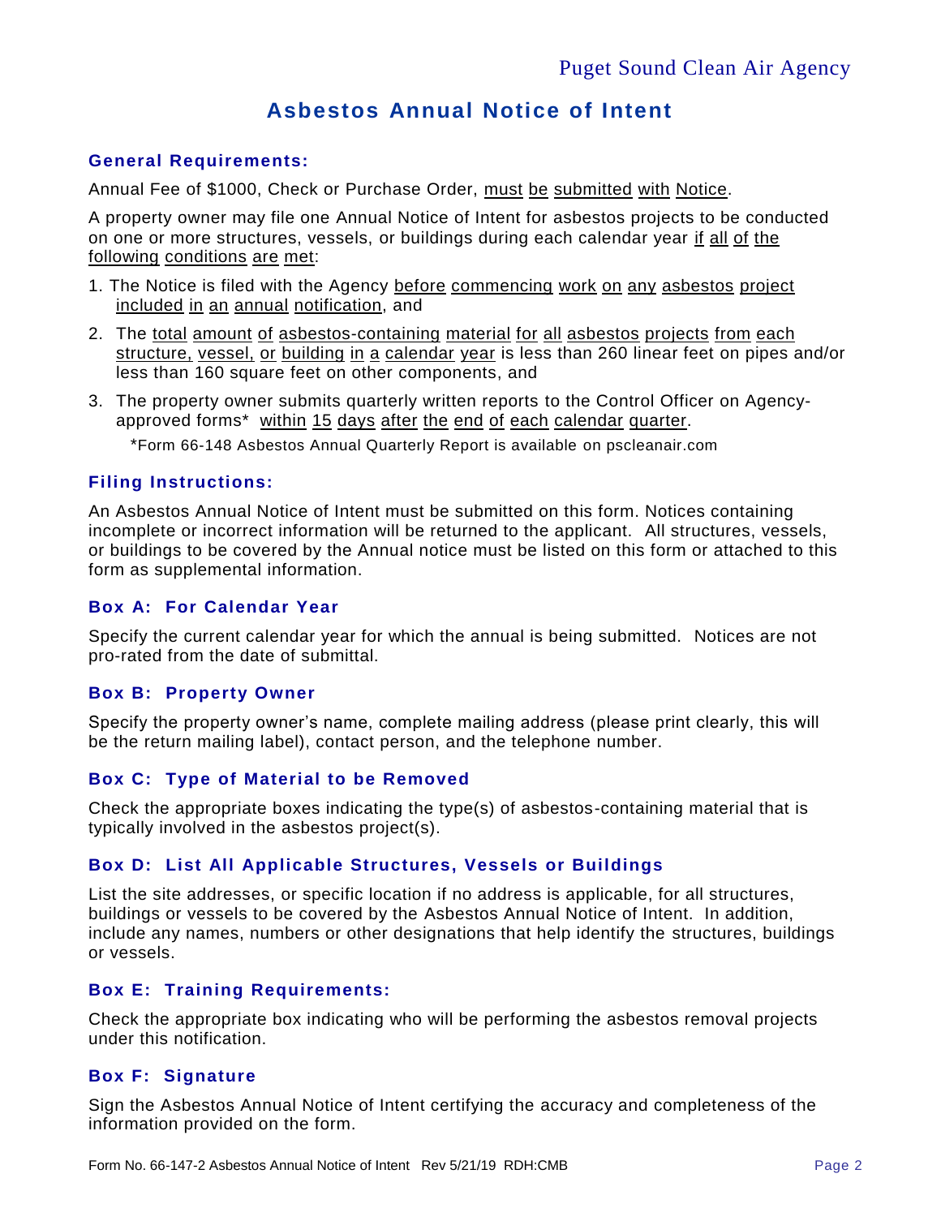# Asbestos Annual Notice of Intent

## General Requirements:

Annual Fee of $1000, Check or Purchase Order, must be submitted with Notice.

A property owner may file one Annual Notice of Intent for asbestos projects to be conducted on one or more structures, vessels, or buildings during each calendar year if all of the following conditions are met:

1. The Notice is filed with the Agency before commencing work on any asbestos project included in an annual notification, and
2. The total amount of asbestos-containing material for all asbestos projects from each structure, vessel, or building in a calendar year is less than 260 linear feet on pipes and/or less than 160 square feet on other components, and
3. The property owner submits quarterly written reports to the Control Officer on Agency-approved forms* within 15 days after the end of each calendar quarter.

   *Form 66-148 Asbestos Annual Quarterly Report is available on pscleanair.com

## Filing Instructions:

An Asbestos Annual Notice of Intent must be submitted on this form. Notices containing incomplete or incorrect information will be returned to the applicant. All structures, vessels, or buildings to be covered by the Annual notice must be listed on this form or attached to this form as supplemental information.

### Box A: For Calendar Year

Specify the current calendar year for which the annual is being submitted. Notices are not pro-rated from the date of submittal.

### Box B: Property Owner

Specify the property owner's name, complete mailing address (please print clearly, this will be the return mailing label), contact person, and the telephone number.

### Box C: Type of Material to be Removed

Check the appropriate boxes indicating the type(s) of asbestos-containing material that is typically involved in the asbestos project(s).

### Box D: List All Applicable Structures, Vessels or Buildings

List the site addresses, or specific location if no address is applicable, for all structures, buildings or vessels to be covered by the Asbestos Annual Notice of Intent. In addition, include any names, numbers or other designations that help identify the structures, buildings or vessels.

### Box E: Training Requirements:

Check the appropriate box indicating who will be performing the asbestos removal projects under this notification.

### Box F: Signature

Sign the Asbestos Annual Notice of Intent certifying the accuracy and completeness of the information provided on the form.

Form No. 66-147-2 Asbestos Annual Notice of Intent Rev 5/21/19 RDH:CMB